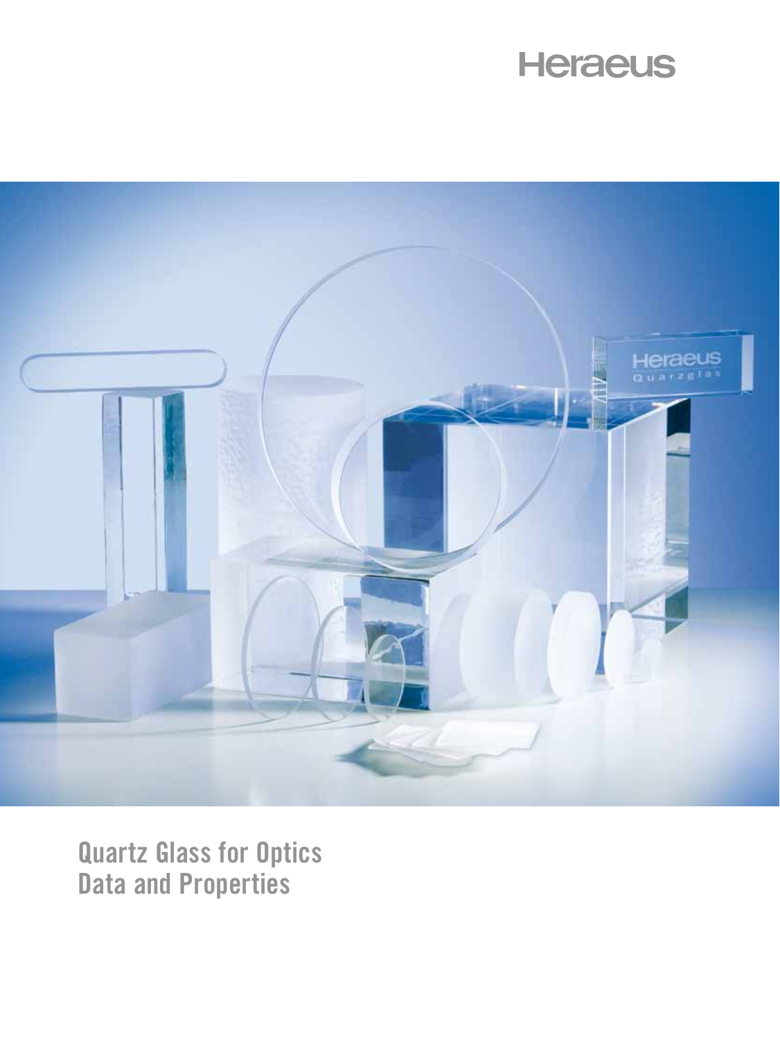Heraeus

# Quartz Glass for Optics
# Data and Properties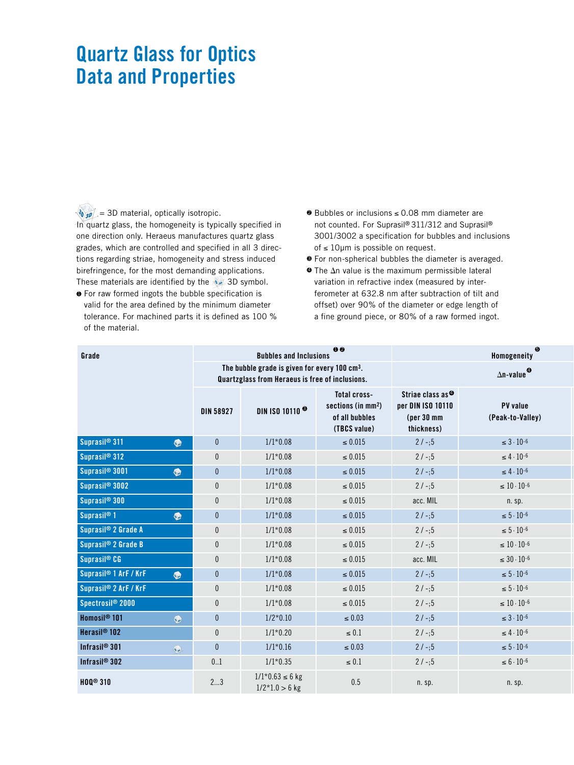# Quartz Glass for Optics Data and Properties

[3D] = 3D material, optically isotropic.
In quartz glass, the homogeneity is typically specified in one direction only. Heraeus manufactures quartz glass grades, which are controlled and specified in all 3 directions regarding striae, homogeneity and stress induced birefringence, for the most demanding applications. These materials are identified by the [3D] 3D symbol.

❶ For raw formed ingots the bubble specification is valid for the area defined by the minimum diameter tolerance. For machined parts it is defined as 100 % of the material.

❷ Bubbles or inclusions ≤ 0.08 mm diameter are not counted. For Suprasil® 311/312 and Suprasil® 3001/3002 a specification for bubbles and inclusions of ≤ 10µm is possible on request.

❸ For non-spherical bubbles the diameter is averaged.

❹ The Δn value is the maximum permissible lateral variation in refractive index (measured by interferometer at 632.8 nm after subtraction of tilt and offset) over 90% of the diameter or edge length of a fine ground piece, or 80% of a raw formed ingot.

| Grade | Bubbles and Inclusions ❶❷ The bubble grade is given for every 100 cm³. Quartzglass from Heraeus is free of inclusions. | | | Homogeneity ❺ Δn-value ❹ | |
|---|---|---|---|---|---|
| | DIN 58927 | DIN ISO 10110 ❸ | Total cross-sections (in mm²) of all bubbles (TBCS value) | Striae class as ❹ per DIN ISO 10110 (per 30 mm thickness) | PV value (Peak-to-Valley) |
| Suprasil® 311 [3D] | 0 | 1/1*0.08 | ≤ 0.015 | 2 / -;5 | $\leq 3 \cdot 10^{-6}$ |
| Suprasil® 312 | 0 | 1/1*0.08 | ≤ 0.015 | 2 / -;5 | $\leq 4 \cdot 10^{-6}$ |
| Suprasil® 3001 [3D] | 0 | 1/1*0.08 | ≤ 0.015 | 2 / -;5 | $\leq 4 \cdot 10^{-6}$ |
| Suprasil® 3002 | 0 | 1/1*0.08 | ≤ 0.015 | 2 / -;5 | $\leq 10 \cdot 10^{-6}$ |
| Suprasil® 300 | 0 | 1/1*0.08 | ≤ 0.015 | acc. MIL | n. sp. |
| Suprasil® 1 [3D] | 0 | 1/1*0.08 | ≤ 0.015 | 2 / -;5 | $\leq 5 \cdot 10^{-6}$ |
| Suprasil® 2 Grade A | 0 | 1/1*0.08 | ≤ 0.015 | 2 / -;5 | $\leq 5 \cdot 10^{-6}$ |
| Suprasil® 2 Grade B | 0 | 1/1*0.08 | ≤ 0.015 | 2 / -;5 | $\leq 10 \cdot 10^{-6}$ |
| Suprasil® CG | 0 | 1/1*0.08 | ≤ 0.015 | acc. MIL | $\leq 30 \cdot 10^{-6}$ |
| Suprasil® 1 ArF / KrF [3D] | 0 | 1/1*0.08 | ≤ 0.015 | 2 / -;5 | $\leq 5 \cdot 10^{-6}$ |
| Suprasil® 2 ArF / KrF | 0 | 1/1*0.08 | ≤ 0.015 | 2 / -;5 | $\leq 5 \cdot 10^{-6}$ |
| Spectrosil® 2000 | 0 | 1/1*0.08 | ≤ 0.015 | 2 / -;5 | $\leq 10 \cdot 10^{-6}$ |
| Homosil® 101 [3D] | 0 | 1/2*0.10 | ≤ 0.03 | 2 / -;5 | $\leq 3 \cdot 10^{-6}$ |
| Herasil® 102 | 0 | 1/1*0.20 | ≤ 0.1 | 2 / -;5 | $\leq 4 \cdot 10^{-6}$ |
| Infrasil® 301 [3D] | 0 | 1/1*0.16 | ≤ 0.03 | 2 / -;5 | $\leq 5 \cdot 10^{-6}$ |
| Infrasil® 302 | 0..1 | 1/1*0.35 | ≤ 0.1 | 2 / -;5 | $\leq 6 \cdot 10^{-6}$ |
| HOQ® 310 | 2...3 | 1/1*0.63 ≤ 6 kg<br>1/2*1.0 > 6 kg | 0.5 | n. sp. | n. sp. |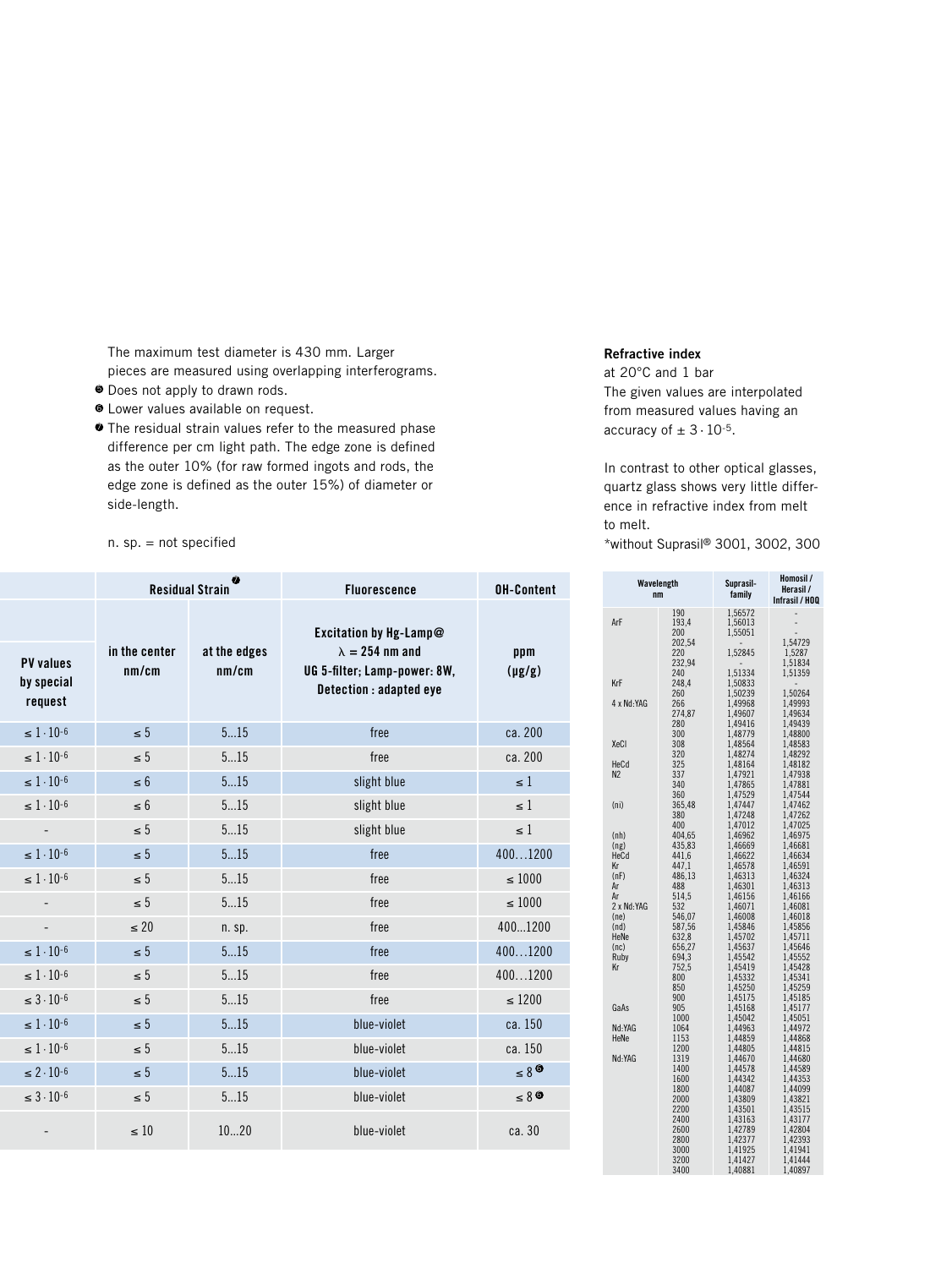The maximum test diameter is 430 mm. Larger pieces are measured using overlapping interferograms.

- ❺ Does not apply to drawn rods.
- ❻ Lower values available on request.
- ❼ The residual strain values refer to the measured phase difference per cm light path. The edge zone is defined as the outer 10% (for raw formed ingots and rods, the edge zone is defined as the outer 15%) of diameter or side-length.

n. sp. = not specified

| | Residual Strain ❼ | | Fluorescence | OH-Content |
|---|---|---|---|---|
| PV values by special request | in the center nm/cm | at the edges nm/cm | Excitation by Hg-Lamp@ $\lambda = 254$ nm and UG 5-filter; Lamp-power: 8W, Detection : adapted eye | ppm (µg/g) |
| $\leq 1 \cdot 10^{-6}$ | ≤ 5 | 5...15 | free | ca. 200 |
| $\leq 1 \cdot 10^{-6}$ | ≤ 5 | 5...15 | free | ca. 200 |
| $\leq 1 \cdot 10^{-6}$ | ≤ 6 | 5...15 | slight blue | ≤ 1 |
| $\leq 1 \cdot 10^{-6}$ | ≤ 6 | 5...15 | slight blue | ≤ 1 |
| - | ≤ 5 | 5...15 | slight blue | ≤ 1 |
| $\leq 1 \cdot 10^{-6}$ | ≤ 5 | 5...15 | free | 400...1200 |
| $\leq 1 \cdot 10^{-6}$ | ≤ 5 | 5...15 | free | ≤ 1000 |
| - | ≤ 5 | 5...15 | free | ≤ 1000 |
| - | ≤ 20 | n. sp. | free | 400...1200 |
| $\leq 1 \cdot 10^{-6}$ | ≤ 5 | 5...15 | free | 400...1200 |
| $\leq 1 \cdot 10^{-6}$ | ≤ 5 | 5...15 | free | 400...1200 |
| $\leq 3 \cdot 10^{-6}$ | ≤ 5 | 5...15 | free | ≤ 1200 |
| $\leq 1 \cdot 10^{-6}$ | ≤ 5 | 5...15 | blue-violet | ca. 150 |
| $\leq 1 \cdot 10^{-6}$ | ≤ 5 | 5...15 | blue-violet | ca. 150 |
| $\leq 2 \cdot 10^{-6}$ | ≤ 5 | 5...15 | blue-violet | ≤ 8 ❻ |
| $\leq 3 \cdot 10^{-6}$ | ≤ 5 | 5...15 | blue-violet | ≤ 8 ❻ |
| - | ≤ 10 | 10...20 | blue-violet | ca. 30 |

**Refractive index**
at 20°C and 1 bar
The given values are interpolated from measured values having an accuracy of $\pm 3 \cdot 10^{-5}$.

In contrast to other optical glasses, quartz glass shows very little difference in refractive index from melt to melt.
*without Suprasil® 3001, 3002, 300

| Wavelength nm | | Suprasil-family | Homosil / Herasil / Infrasil / HOQ |
|---|---|---|---|
| | 190 | 1,56572 | - |
| ArF | 193,4 | 1,56013 | - |
| | 200 | 1,55051 | - |
| | 202,54 | - | 1,54729 |
| | 220 | 1,52845 | 1,5287 |
| | 232,94 | - | 1,51834 |
| | 240 | 1,51334 | 1,51359 |
| KrF | 248,4 | 1,50833 | - |
| | 260 | 1,50239 | 1,50264 |
| 4 x Nd:YAG | 266 | 1,49968 | 1,49993 |
| | 274,87 | 1,49607 | 1,49634 |
| | 280 | 1,49416 | 1,49439 |
| | 300 | 1,48779 | 1,48800 |
| XeCl | 308 | 1,48564 | 1,48583 |
| | 320 | 1,48274 | 1,48292 |
| HeCd | 325 | 1,48164 | 1,48182 |
| N2 | 337 | 1,47921 | 1,47938 |
| | 340 | 1,47865 | 1,47881 |
| | 360 | 1,47529 | 1,47544 |
| (ni) | 365,48 | 1,47447 | 1,47462 |
| | 380 | 1,47248 | 1,47262 |
| | 400 | 1,47012 | 1,47025 |
| (nh) | 404,65 | 1,46962 | 1,46975 |
| (ng) | 435,83 | 1,46669 | 1,46681 |
| HeCd | 441,6 | 1,46622 | 1,46634 |
| Kr | 447,1 | 1,46578 | 1,46591 |
| (nF) | 486,13 | 1,46313 | 1,46324 |
| Ar | 488 | 1,46301 | 1,46313 |
| Ar | 514,5 | 1,46156 | 1,46166 |
| 2 x Nd:YAG | 532 | 1,46071 | 1,46081 |
| (ne) | 546,07 | 1,46008 | 1,46018 |
| (nd) | 587,56 | 1,45846 | 1,45856 |
| HeNe | 632,8 | 1,45702 | 1,45711 |
| (nc) | 656,27 | 1,45637 | 1,45646 |
| Ruby | 694,3 | 1,45542 | 1,45552 |
| Kr | 752,5 | 1,45419 | 1,45428 |
| | 800 | 1,45332 | 1,45341 |
| | 850 | 1,45250 | 1,45259 |
| | 900 | 1,45175 | 1,45185 |
| GaAs | 905 | 1,45168 | 1,45177 |
| | 1000 | 1,45042 | 1,45051 |
| Nd:YAG | 1064 | 1,44963 | 1,44972 |
| HeNe | 1153 | 1,44859 | 1,44868 |
| | 1200 | 1,44805 | 1,44815 |
| Nd:YAG | 1319 | 1,44670 | 1,44680 |
| | 1400 | 1,44578 | 1,44589 |
| | 1600 | 1,44342 | 1,44353 |
| | 1800 | 1,44087 | 1,44099 |
| | 2000 | 1,43809 | 1,43821 |
| | 2200 | 1,43501 | 1,43515 |
| | 2400 | 1,43163 | 1,43177 |
| | 2600 | 1,42789 | 1,42804 |
| | 2800 | 1,42377 | 1,42393 |
| | 3000 | 1,41925 | 1,41941 |
| | 3200 | 1,41427 | 1,41444 |
| | 3400 | 1,40881 | 1,40897 |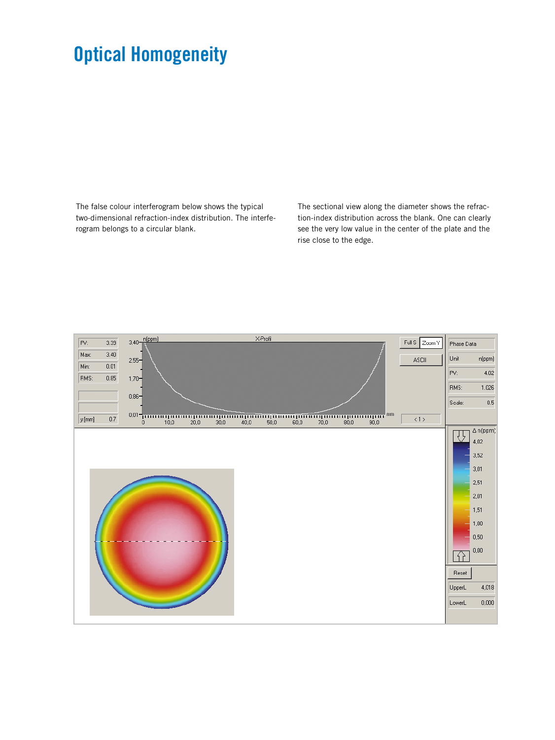# Optical Homogeneity

The false colour interferogram below shows the typical two-dimensional refraction-index distribution. The interferogram belongs to a circular blank.

The sectional view along the diameter shows the refraction-index distribution across the blank. One can clearly see the very low value in the center of the plate and the rise close to the edge.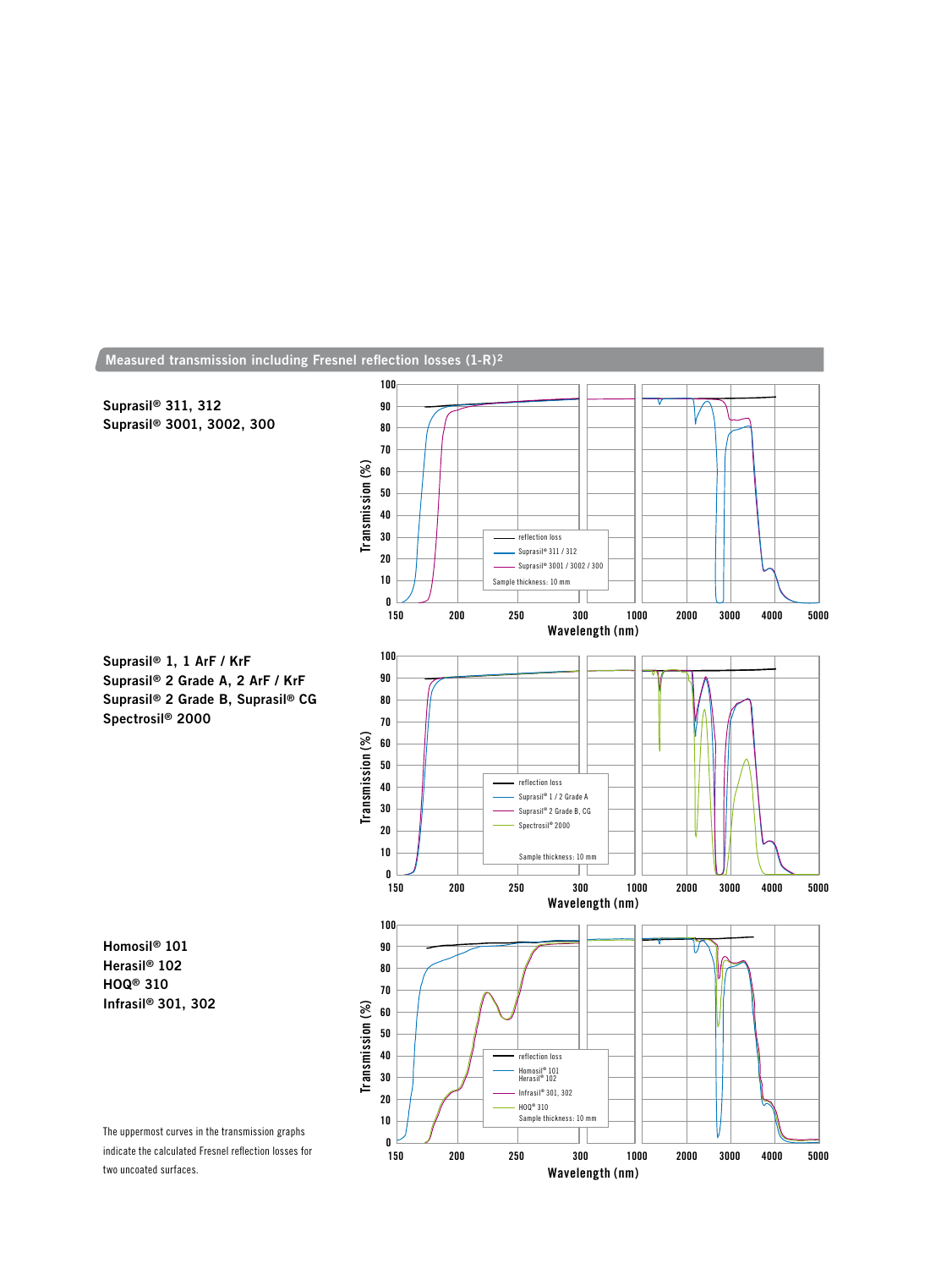## Measured transmission including Fresnel reflection losses (1-R)²

**Suprasil® 311, 312**
**Suprasil® 3001, 3002, 300**

**Suprasil® 1, 1 ArF / KrF**
**Suprasil® 2 Grade A, 2 ArF / KrF**
**Suprasil® 2 Grade B, Suprasil® CG**
**Spectrosil® 2000**

**Homosil® 101**
**Herasil® 102**
**HOQ® 310**
**Infrasil® 301, 302**

The uppermost curves in the transmission graphs indicate the calculated Fresnel reflection losses for two uncoated surfaces.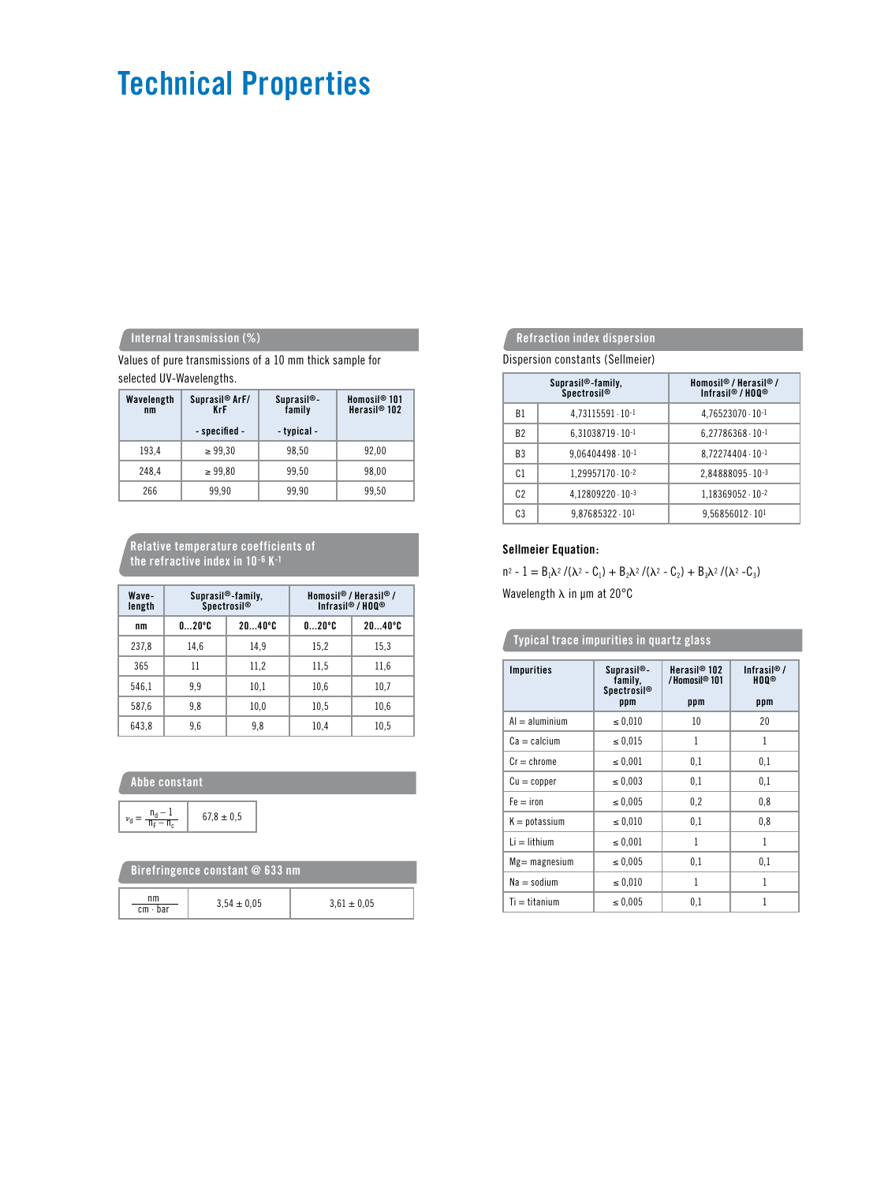# Technical Properties

## Internal transmission (%)

Values of pure transmissions of a 10 mm thick sample for selected UV-Wavelengths.

| Wavelength nm | Suprasil® ArF/KrF - specified - | Suprasil®-family - typical - | Homosil® 101 Herasil® 102 |
|---|---|---|---|
| 193,4 | ≥ 99,30 | 98,50 | 92,00 |
| 248,4 | ≥ 99,80 | 99,50 | 98,00 |
| 266 | 99,90 | 99,90 | 99,50 |

## Relative temperature coefficients of the refractive index in $10^{-6}$ $K^{-1}$

| Wave-length | Suprasil®-family, Spectrosil® | | Homosil® / Herasil® / Infrasil® / HOQ® | |
|---|---|---|---|---|
| nm | 0...20°C | 20...40°C | 0...20°C | 20...40°C |
| 237,8 | 14,6 | 14,9 | 15,2 | 15,3 |
| 365 | 11 | 11,2 | 11,5 | 11,6 |
| 546,1 | 9,9 | 10,1 | 10,6 | 10,7 |
| 587,6 | 9,8 | 10,0 | 10,5 | 10,6 |
| 643,8 | 9,6 | 9,8 | 10,4 | 10,5 |

## Abbe constant

| $\nu_d = \frac{n_d - 1}{n_F - n_c}$ | 67,8 ± 0,5 |
|---|---|

## Birefringence constant @ 633 nm

| $\frac{nm}{cm \cdot bar}$ | 3,54 ± 0,05 | 3,61 ± 0,05 |
|---|---|---|

## Refraction index dispersion

Dispersion constants (Sellmeier)

| | Suprasil®-family, Spectrosil® | Homosil® / Herasil® / Infrasil® / HOQ® |
|---|---|---|
| B1 | $4{,}73115591 \cdot 10^{-1}$ | $4{,}76523070 \cdot 10^{-1}$ |
| B2 | $6{,}31038719 \cdot 10^{-1}$ | $6{,}27786368 \cdot 10^{-1}$ |
| B3 | $9{,}06404498 \cdot 10^{-1}$ | $8{,}72274404 \cdot 10^{-1}$ |
| C1 | $1{,}29957170 \cdot 10^{-2}$ | $2{,}84888095 \cdot 10^{-3}$ |
| C2 | $4{,}12809220 \cdot 10^{-3}$ | $1{,}18369052 \cdot 10^{-2}$ |
| C3 | $9{,}87685322 \cdot 10^{1}$ | $9{,}56856012 \cdot 10^{1}$ |

**Sellmeier Equation:**

$$n^2 - 1 = B_1\lambda^2 /(\lambda^2 - C_1) + B_2\lambda^2 /(\lambda^2 - C_2) + B_3\lambda^2 /(\lambda^2 - C_3)$$

Wavelength λ in µm at 20°C

## Typical trace impurities in quartz glass

| Impurities | Suprasil®-family, Spectrosil® ppm | Herasil® 102 / Homosil® 101 ppm | Infrasil® / HOQ® ppm |
|---|---|---|---|
| Al = aluminium | ≤ 0,010 | 10 | 20 |
| Ca = calcium | ≤ 0,015 | 1 | 1 |
| Cr = chrome | ≤ 0,001 | 0,1 | 0,1 |
| Cu = copper | ≤ 0,003 | 0,1 | 0,1 |
| Fe = iron | ≤ 0,005 | 0,2 | 0,8 |
| K = potassium | ≤ 0,010 | 0,1 | 0,8 |
| Li = lithium | ≤ 0,001 | 1 | 1 |
| Mg= magnesium | ≤ 0,005 | 0,1 | 0,1 |
| Na = sodium | ≤ 0,010 | 1 | 1 |
| Ti = titanium | ≤ 0,005 | 0,1 | 1 |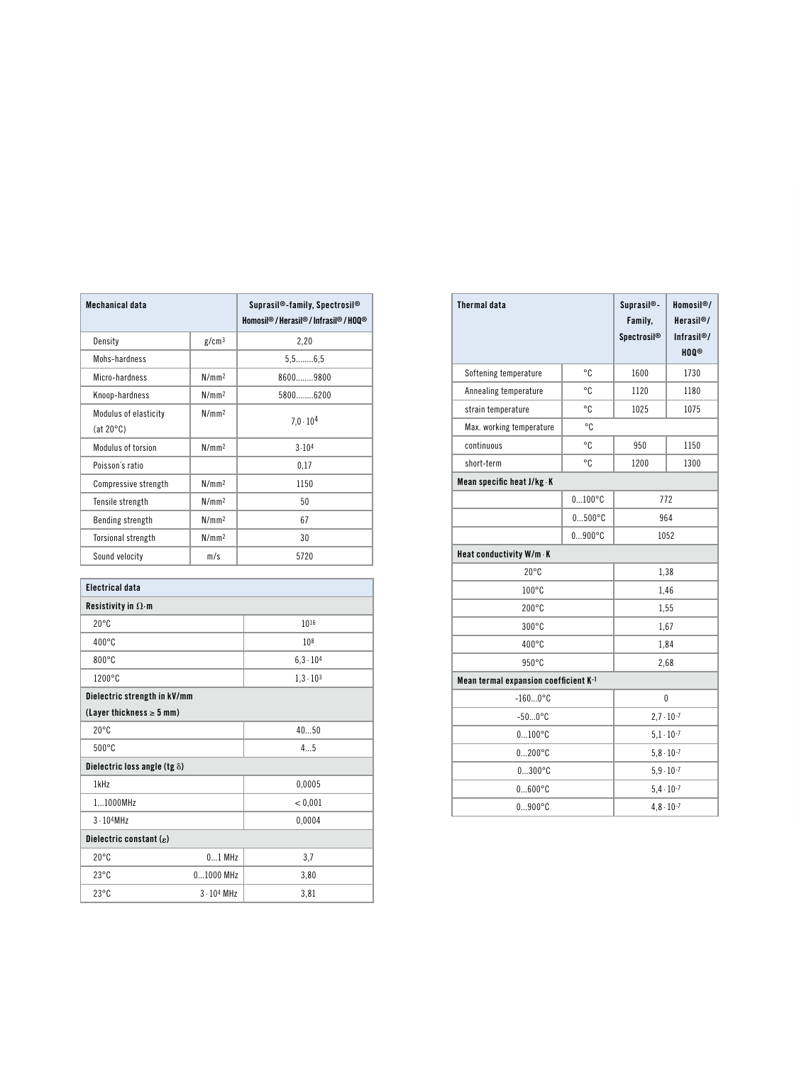| Mechanical data | | Suprasil®-family, Spectrosil® Homosil® / Herasil® / Infrasil® / HOQ® |
|---|---|---|
| Density | g/cm³ | 2,20 |
| Mohs-hardness | | 5,5........6,5 |
| Micro-hardness | N/mm² | 8600........9800 |
| Knoop-hardness | N/mm² | 5800........6200 |
| Modulus of elasticity (at 20°C) | N/mm² | $7{,}0 \cdot 10^4$ |
| Modulus of torsion | N/mm² | $3 \cdot 10^4$ |
| Poisson´s ratio | | 0,17 |
| Compressive strength | N/mm² | 1150 |
| Tensile strength | N/mm² | 50 |
| Bending strength | N/mm² | 67 |
| Torsional strength | N/mm² | 30 |
| Sound velocity | m/s | 5720 |

| Electrical data | | |
|---|---|---|
| **Resistivity in $\Omega \cdot$m** | | |
| 20°C | | $10^{16}$ |
| 400°C | | $10^8$ |
| 800°C | | $6{,}3 \cdot 10^4$ |
| 1200°C | | $1{,}3 \cdot 10^3$ |
| **Dielectric strength in kV/mm (Layer thickness ≥ 5 mm)** | | |
| 20°C | | 40...50 |
| 500°C | | 4...5 |
| **Dielectric loss angle (tg $\delta$)** | | |
| 1kHz | | 0,0005 |
| 1...1000MHz | | < 0,001 |
| $3 \cdot 10^4$MHz | | 0,0004 |
| **Dielectric constant ($\varepsilon$)** | | |
| 20°C | 0...1 MHz | 3,7 |
| 23°C | 0...1000 MHz | 3,80 |
| 23°C | $3 \cdot 10^4$ MHz | 3,81 |

| Thermal data | | Suprasil®-Family, Spectrosil® | Homosil®/ Herasil®/ Infrasil®/ HOQ® |
|---|---|---|---|
| Softening temperature | °C | 1600 | 1730 |
| Annealing temperature | °C | 1120 | 1180 |
| strain temperature | °C | 1025 | 1075 |
| Max. working temperature | °C | | |
| continuous | °C | 950 | 1150 |
| short-term | °C | 1200 | 1300 |
| **Mean specific heat J/kg · K** | | | |
| | 0...100°C | 772 | |
| | 0...500°C | 964 | |
| | 0...900°C | 1052 | |
| **Heat conductivity W/m · K** | | | |
| 20°C | | 1,38 | |
| 100°C | | 1,46 | |
| 200°C | | 1,55 | |
| 300°C | | 1,67 | |
| 400°C | | 1,84 | |
| 950°C | | 2,68 | |
| **Mean termal expansion coefficient $K^{-1}$** | | | |
| -160...0°C | | 0 | |
| -50...0°C | | $2{,}7 \cdot 10^{-7}$ | |
| 0...100°C | | $5{,}1 \cdot 10^{-7}$ | |
| 0...200°C | | $5{,}8 \cdot 10^{-7}$ | |
| 0...300°C | | $5{,}9 \cdot 10^{-7}$ | |
| 0...600°C | | $5{,}4 \cdot 10^{-7}$ | |
| 0...900°C | | $4{,}8 \cdot 10^{-7}$ | |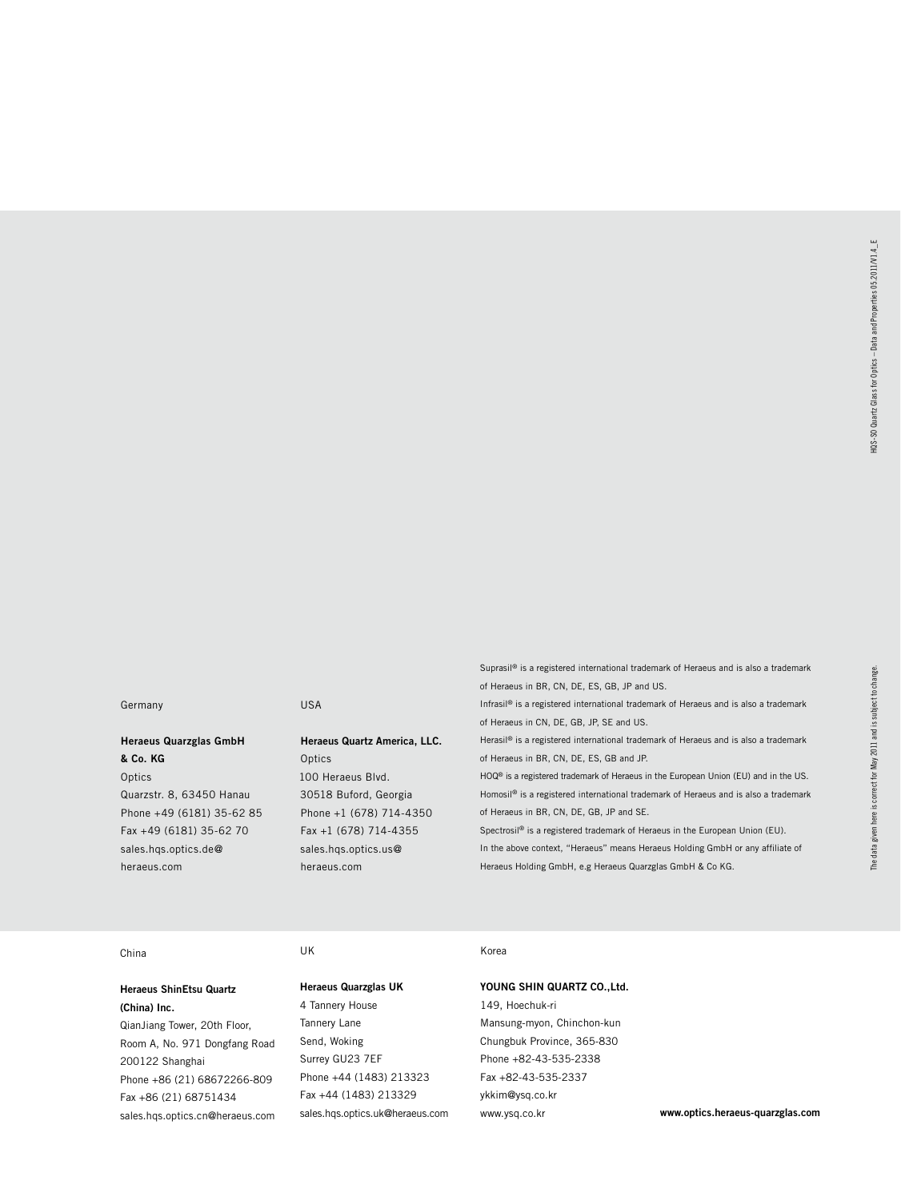Germany

**Heraeus Quarzglas GmbH & Co. KG**
Optics
Quarzstr. 8, 63450 Hanau
Phone +49 (6181) 35-62 85
Fax +49 (6181) 35-62 70
sales.hqs.optics.de@heraeus.com

USA

**Heraeus Quartz America, LLC.**
Optics
100 Heraeus Blvd.
30518 Buford, Georgia
Phone +1 (678) 714-4350
Fax +1 (678) 714-4355
sales.hqs.optics.us@heraeus.com

Suprasil® is a registered international trademark of Heraeus and is also a trademark of Heraeus in BR, CN, DE, ES, GB, JP and US.
Infrasil® is a registered international trademark of Heraeus and is also a trademark of Heraeus in CN, DE, GB, JP, SE and US.
Herasil® is a registered international trademark of Heraeus and is also a trademark of Heraeus in BR, CN, DE, ES, GB and JP.
HOQ® is a registered trademark of Heraeus in the European Union (EU) and in the US.
Homosil® is a registered international trademark of Heraeus and is also a trademark of Heraeus in BR, CN, DE, GB, JP and SE.
Spectrosil® is a registered trademark of Heraeus in the European Union (EU).
In the above context, "Heraeus" means Heraeus Holding GmbH or any affiliate of Heraeus Holding GmbH, e.g Heraeus Quarzglas GmbH & Co KG.

China

**Heraeus ShinEtsu Quartz (China) Inc.**
QianJiang Tower, 20th Floor,
Room A, No. 971 Dongfang Road
200122 Shanghai
Phone +86 (21) 68672266-809
Fax +86 (21) 68751434
sales.hqs.optics.cn@heraeus.com

UK

**Heraeus Quarzglas UK**
4 Tannery House
Tannery Lane
Send, Woking
Surrey GU23 7EF
Phone +44 (1483) 213323
Fax +44 (1483) 213329
sales.hqs.optics.uk@heraeus.com

Korea

**YOUNG SHIN QUARTZ CO.,Ltd.**
149, Hoechuk-ri
Mansung-myon, Chinchon-kun
Chungbuk Province, 365-830
Phone +82-43-535-2338
Fax +82-43-535-2337
ykkim@ysq.co.kr
www.ysq.co.kr

**www.optics.heraeus-quarzglas.com**

The data given here is correct for May 2011 and is subject to change.

HQS-SO Quartz Glass for Optics – Data and Properties 05.2011/V1.4_E